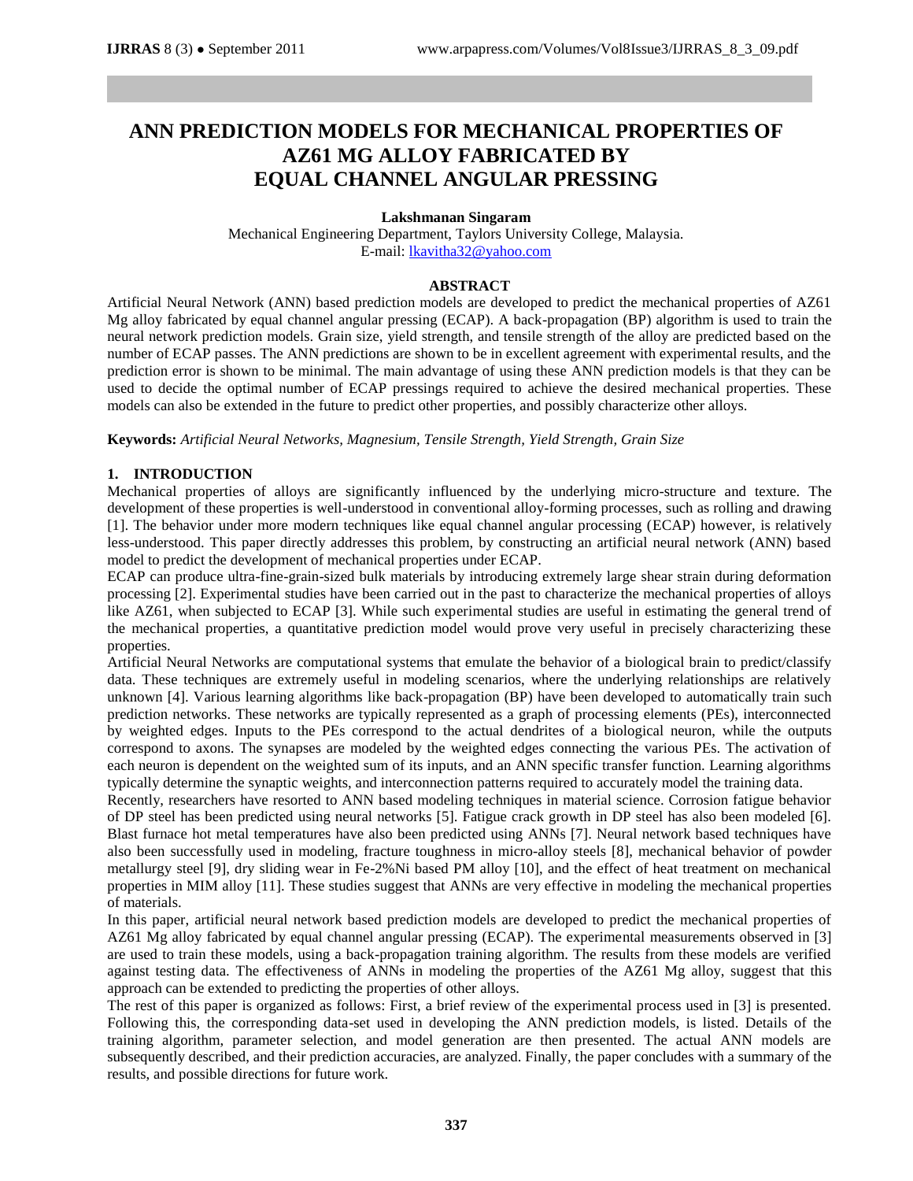# ANN PREDICTION MODELS FOR MECHANICAL PROPERTIES OF AZ61 MG ALLOY FABRICATED BY EQUAL CHANNEL ANGULAR PRESSING

**Lakshmanan Singaram**

Mechanical Engineering Department, Taylors University College, Malaysia.
E-mail: lkavitha32@yahoo.com

## ABSTRACT

Artificial Neural Network (ANN) based prediction models are developed to predict the mechanical properties of AZ61 Mg alloy fabricated by equal channel angular pressing (ECAP). A back-propagation (BP) algorithm is used to train the neural network prediction models. Grain size, yield strength, and tensile strength of the alloy are predicted based on the number of ECAP passes. The ANN predictions are shown to be in excellent agreement with experimental results, and the prediction error is shown to be minimal. The main advantage of using these ANN prediction models is that they can be used to decide the optimal number of ECAP pressings required to achieve the desired mechanical properties. These models can also be extended in the future to predict other properties, and possibly characterize other alloys.

**Keywords:** *Artificial Neural Networks, Magnesium, Tensile Strength, Yield Strength, Grain Size*

## 1. INTRODUCTION

Mechanical properties of alloys are significantly influenced by the underlying micro-structure and texture. The development of these properties is well-understood in conventional alloy-forming processes, such as rolling and drawing [1]. The behavior under more modern techniques like equal channel angular processing (ECAP) however, is relatively less-understood. This paper directly addresses this problem, by constructing an artificial neural network (ANN) based model to predict the development of mechanical properties under ECAP.

ECAP can produce ultra-fine-grain-sized bulk materials by introducing extremely large shear strain during deformation processing [2]. Experimental studies have been carried out in the past to characterize the mechanical properties of alloys like AZ61, when subjected to ECAP [3]. While such experimental studies are useful in estimating the general trend of the mechanical properties, a quantitative prediction model would prove very useful in precisely characterizing these properties.

Artificial Neural Networks are computational systems that emulate the behavior of a biological brain to predict/classify data. These techniques are extremely useful in modeling scenarios, where the underlying relationships are relatively unknown [4]. Various learning algorithms like back-propagation (BP) have been developed to automatically train such prediction networks. These networks are typically represented as a graph of processing elements (PEs), interconnected by weighted edges. Inputs to the PEs correspond to the actual dendrites of a biological neuron, while the outputs correspond to axons. The synapses are modeled by the weighted edges connecting the various PEs. The activation of each neuron is dependent on the weighted sum of its inputs, and an ANN specific transfer function. Learning algorithms typically determine the synaptic weights, and interconnection patterns required to accurately model the training data.

Recently, researchers have resorted to ANN based modeling techniques in material science. Corrosion fatigue behavior of DP steel has been predicted using neural networks [5]. Fatigue crack growth in DP steel has also been modeled [6]. Blast furnace hot metal temperatures have also been predicted using ANNs [7]. Neural network based techniques have also been successfully used in modeling, fracture toughness in micro-alloy steels [8], mechanical behavior of powder metallurgy steel [9], dry sliding wear in Fe-2%Ni based PM alloy [10], and the effect of heat treatment on mechanical properties in MIM alloy [11]. These studies suggest that ANNs are very effective in modeling the mechanical properties of materials.

In this paper, artificial neural network based prediction models are developed to predict the mechanical properties of AZ61 Mg alloy fabricated by equal channel angular pressing (ECAP). The experimental measurements observed in [3] are used to train these models, using a back-propagation training algorithm. The results from these models are verified against testing data. The effectiveness of ANNs in modeling the properties of the AZ61 Mg alloy, suggest that this approach can be extended to predicting the properties of other alloys.

The rest of this paper is organized as follows: First, a brief review of the experimental process used in [3] is presented. Following this, the corresponding data-set used in developing the ANN prediction models, is listed. Details of the training algorithm, parameter selection, and model generation are then presented. The actual ANN models are subsequently described, and their prediction accuracies, are analyzed. Finally, the paper concludes with a summary of the results, and possible directions for future work.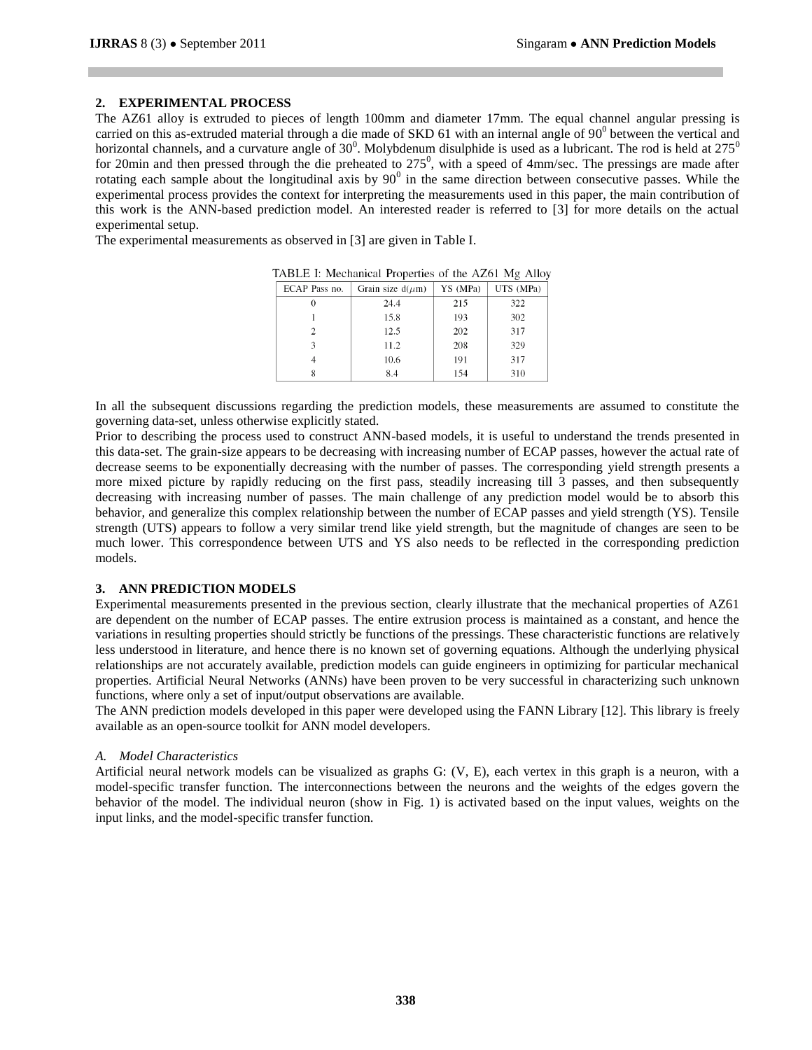## 2. EXPERIMENTAL PROCESS

The AZ61 alloy is extruded to pieces of length 100mm and diameter 17mm. The equal channel angular pressing is carried on this as-extruded material through a die made of SKD 61 with an internal angle of $90^0$ between the vertical and horizontal channels, and a curvature angle of $30^0$. Molybdenum disulphide is used as a lubricant. The rod is held at $275^0$ for 20min and then pressed through the die preheated to $275^0$, with a speed of 4mm/sec. The pressings are made after rotating each sample about the longitudinal axis by $90^0$ in the same direction between consecutive passes. While the experimental process provides the context for interpreting the measurements used in this paper, the main contribution of this work is the ANN-based prediction model. An interested reader is referred to [3] for more details on the actual experimental setup.

The experimental measurements as observed in [3] are given in Table I.

TABLE I: Mechanical Properties of the AZ61 Mg Alloy

| ECAP Pass no. | Grain size d($\mu$m) | YS (MPa) | UTS (MPa) |
|---|---|---|---|
| 0 | 24.4 | 215 | 322 |
| 1 | 15.8 | 193 | 302 |
| 2 | 12.5 | 202 | 317 |
| 3 | 11.2 | 208 | 329 |
| 4 | 10.6 | 191 | 317 |
| 8 | 8.4 | 154 | 310 |

In all the subsequent discussions regarding the prediction models, these measurements are assumed to constitute the governing data-set, unless otherwise explicitly stated.

Prior to describing the process used to construct ANN-based models, it is useful to understand the trends presented in this data-set. The grain-size appears to be decreasing with increasing number of ECAP passes, however the actual rate of decrease seems to be exponentially decreasing with the number of passes. The corresponding yield strength presents a more mixed picture by rapidly reducing on the first pass, steadily increasing till 3 passes, and then subsequently decreasing with increasing number of passes. The main challenge of any prediction model would be to absorb this behavior, and generalize this complex relationship between the number of ECAP passes and yield strength (YS). Tensile strength (UTS) appears to follow a very similar trend like yield strength, but the magnitude of changes are seen to be much lower. This correspondence between UTS and YS also needs to be reflected in the corresponding prediction models.

## 3. ANN PREDICTION MODELS

Experimental measurements presented in the previous section, clearly illustrate that the mechanical properties of AZ61 are dependent on the number of ECAP passes. The entire extrusion process is maintained as a constant, and hence the variations in resulting properties should strictly be functions of the pressings. These characteristic functions are relatively less understood in literature, and hence there is no known set of governing equations. Although the underlying physical relationships are not accurately available, prediction models can guide engineers in optimizing for particular mechanical properties. Artificial Neural Networks (ANNs) have been proven to be very successful in characterizing such unknown functions, where only a set of input/output observations are available.

The ANN prediction models developed in this paper were developed using the FANN Library [12]. This library is freely available as an open-source toolkit for ANN model developers.

### *A. Model Characteristics*

Artificial neural network models can be visualized as graphs G: (V, E), each vertex in this graph is a neuron, with a model-specific transfer function. The interconnections between the neurons and the weights of the edges govern the behavior of the model. The individual neuron (show in Fig. 1) is activated based on the input values, weights on the input links, and the model-specific transfer function.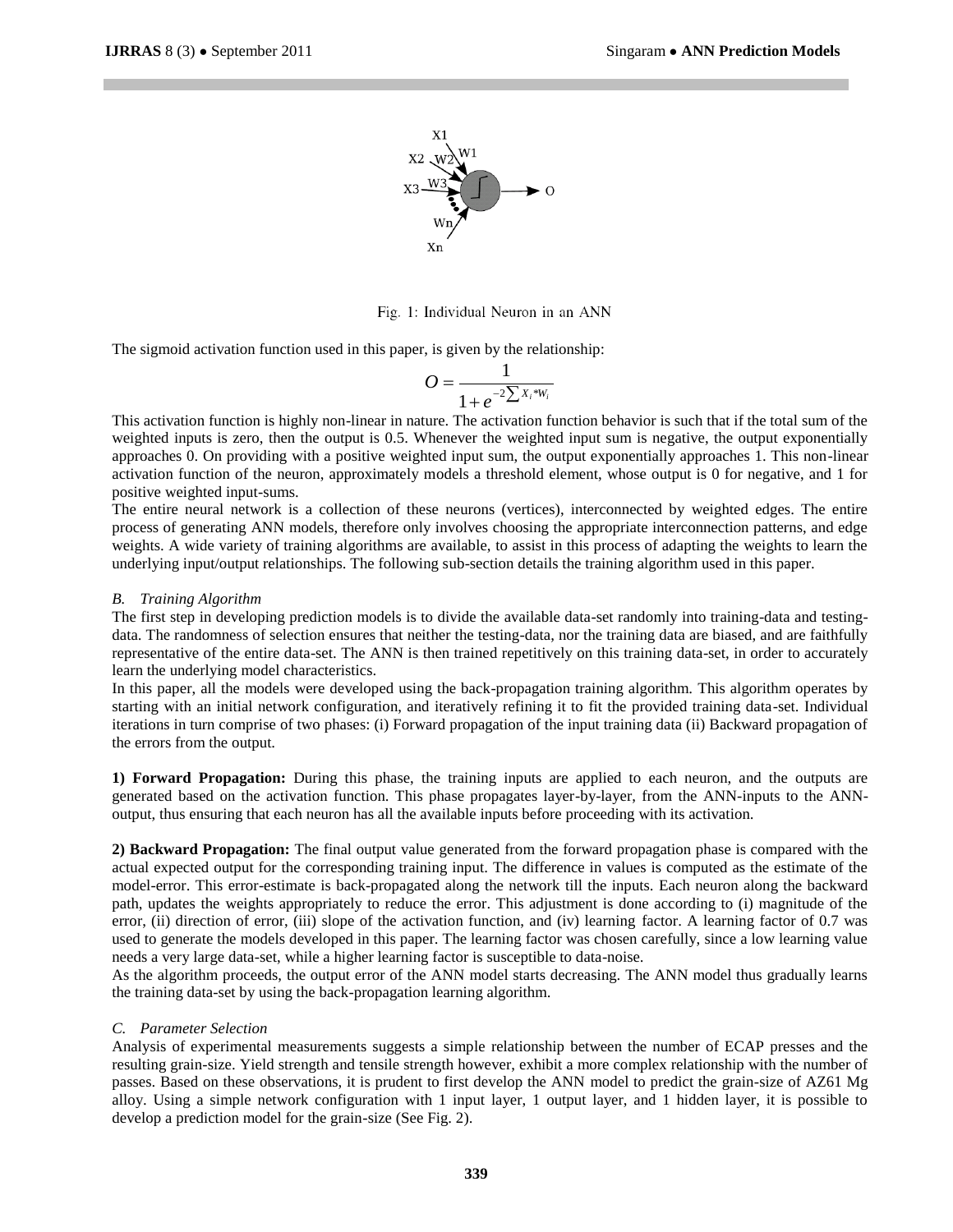Fig. 1: Individual Neuron in an ANN

The sigmoid activation function used in this paper, is given by the relationship:

$$O = \frac{1}{1+e^{-2\sum X_i * W_i}}$$

This activation function is highly non-linear in nature. The activation function behavior is such that if the total sum of the weighted inputs is zero, then the output is 0.5. Whenever the weighted input sum is negative, the output exponentially approaches 0. On providing with a positive weighted input sum, the output exponentially approaches 1. This non-linear activation function of the neuron, approximately models a threshold element, whose output is 0 for negative, and 1 for positive weighted input-sums.

The entire neural network is a collection of these neurons (vertices), interconnected by weighted edges. The entire process of generating ANN models, therefore only involves choosing the appropriate interconnection patterns, and edge weights. A wide variety of training algorithms are available, to assist in this process of adapting the weights to learn the underlying input/output relationships. The following sub-section details the training algorithm used in this paper.

### *B. Training Algorithm*

The first step in developing prediction models is to divide the available data-set randomly into training-data and testing-data. The randomness of selection ensures that neither the testing-data, nor the training data are biased, and are faithfully representative of the entire data-set. The ANN is then trained repetitively on this training data-set, in order to accurately learn the underlying model characteristics.

In this paper, all the models were developed using the back-propagation training algorithm. This algorithm operates by starting with an initial network configuration, and iteratively refining it to fit the provided training data-set. Individual iterations in turn comprise of two phases: (i) Forward propagation of the input training data (ii) Backward propagation of the errors from the output.

**1) Forward Propagation:** During this phase, the training inputs are applied to each neuron, and the outputs are generated based on the activation function. This phase propagates layer-by-layer, from the ANN-inputs to the ANN-output, thus ensuring that each neuron has all the available inputs before proceeding with its activation.

**2) Backward Propagation:** The final output value generated from the forward propagation phase is compared with the actual expected output for the corresponding training input. The difference in values is computed as the estimate of the model-error. This error-estimate is back-propagated along the network till the inputs. Each neuron along the backward path, updates the weights appropriately to reduce the error. This adjustment is done according to (i) magnitude of the error, (ii) direction of error, (iii) slope of the activation function, and (iv) learning factor. A learning factor of 0.7 was used to generate the models developed in this paper. The learning factor was chosen carefully, since a low learning value needs a very large data-set, while a higher learning factor is susceptible to data-noise.

As the algorithm proceeds, the output error of the ANN model starts decreasing. The ANN model thus gradually learns the training data-set by using the back-propagation learning algorithm.

### *C. Parameter Selection*

Analysis of experimental measurements suggests a simple relationship between the number of ECAP presses and the resulting grain-size. Yield strength and tensile strength however, exhibit a more complex relationship with the number of passes. Based on these observations, it is prudent to first develop the ANN model to predict the grain-size of AZ61 Mg alloy. Using a simple network configuration with 1 input layer, 1 output layer, and 1 hidden layer, it is possible to develop a prediction model for the grain-size (See Fig. 2).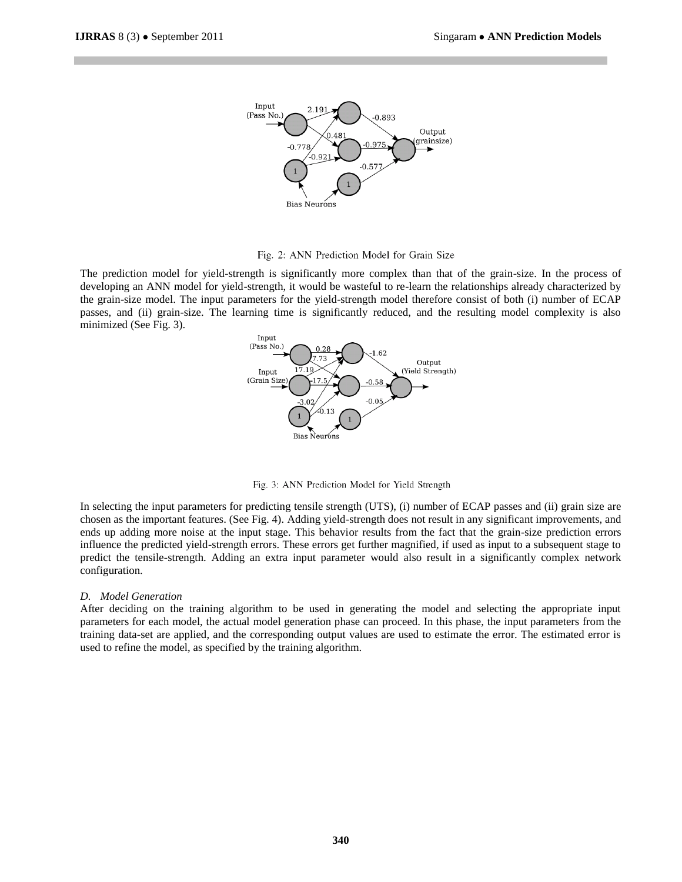Fig. 2: ANN Prediction Model for Grain Size

The prediction model for yield-strength is significantly more complex than that of the grain-size. In the process of developing an ANN model for yield-strength, it would be wasteful to re-learn the relationships already characterized by the grain-size model. The input parameters for the yield-strength model therefore consist of both (i) number of ECAP passes, and (ii) grain-size. The learning time is significantly reduced, and the resulting model complexity is also minimized (See Fig. 3).

Fig. 3: ANN Prediction Model for Yield Strength

In selecting the input parameters for predicting tensile strength (UTS), (i) number of ECAP passes and (ii) grain size are chosen as the important features. (See Fig. 4). Adding yield-strength does not result in any significant improvements, and ends up adding more noise at the input stage. This behavior results from the fact that the grain-size prediction errors influence the predicted yield-strength errors. These errors get further magnified, if used as input to a subsequent stage to predict the tensile-strength. Adding an extra input parameter would also result in a significantly complex network configuration.

### *D. Model Generation*

After deciding on the training algorithm to be used in generating the model and selecting the appropriate input parameters for each model, the actual model generation phase can proceed. In this phase, the input parameters from the training data-set are applied, and the corresponding output values are used to estimate the error. The estimated error is used to refine the model, as specified by the training algorithm.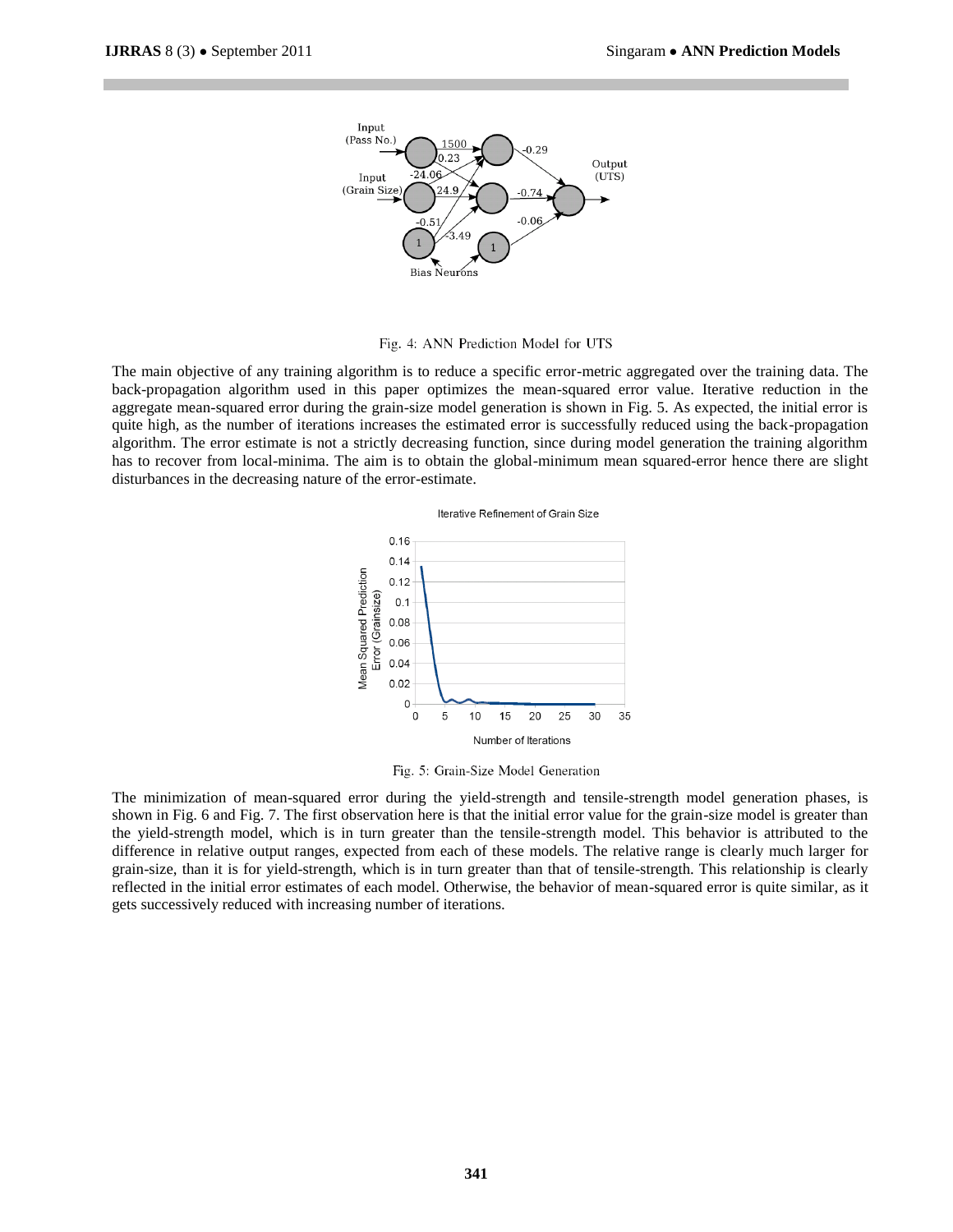Fig. 4: ANN Prediction Model for UTS

The main objective of any training algorithm is to reduce a specific error-metric aggregated over the training data. The back-propagation algorithm used in this paper optimizes the mean-squared error value. Iterative reduction in the aggregate mean-squared error during the grain-size model generation is shown in Fig. 5. As expected, the initial error is quite high, as the number of iterations increases the estimated error is successfully reduced using the back-propagation algorithm. The error estimate is not a strictly decreasing function, since during model generation the training algorithm has to recover from local-minima. The aim is to obtain the global-minimum mean squared-error hence there are slight disturbances in the decreasing nature of the error-estimate.

Fig. 5: Grain-Size Model Generation

The minimization of mean-squared error during the yield-strength and tensile-strength model generation phases, is shown in Fig. 6 and Fig. 7. The first observation here is that the initial error value for the grain-size model is greater than the yield-strength model, which is in turn greater than the tensile-strength model. This behavior is attributed to the difference in relative output ranges, expected from each of these models. The relative range is clearly much larger for grain-size, than it is for yield-strength, which is in turn greater than that of tensile-strength. This relationship is clearly reflected in the initial error estimates of each model. Otherwise, the behavior of mean-squared error is quite similar, as it gets successively reduced with increasing number of iterations.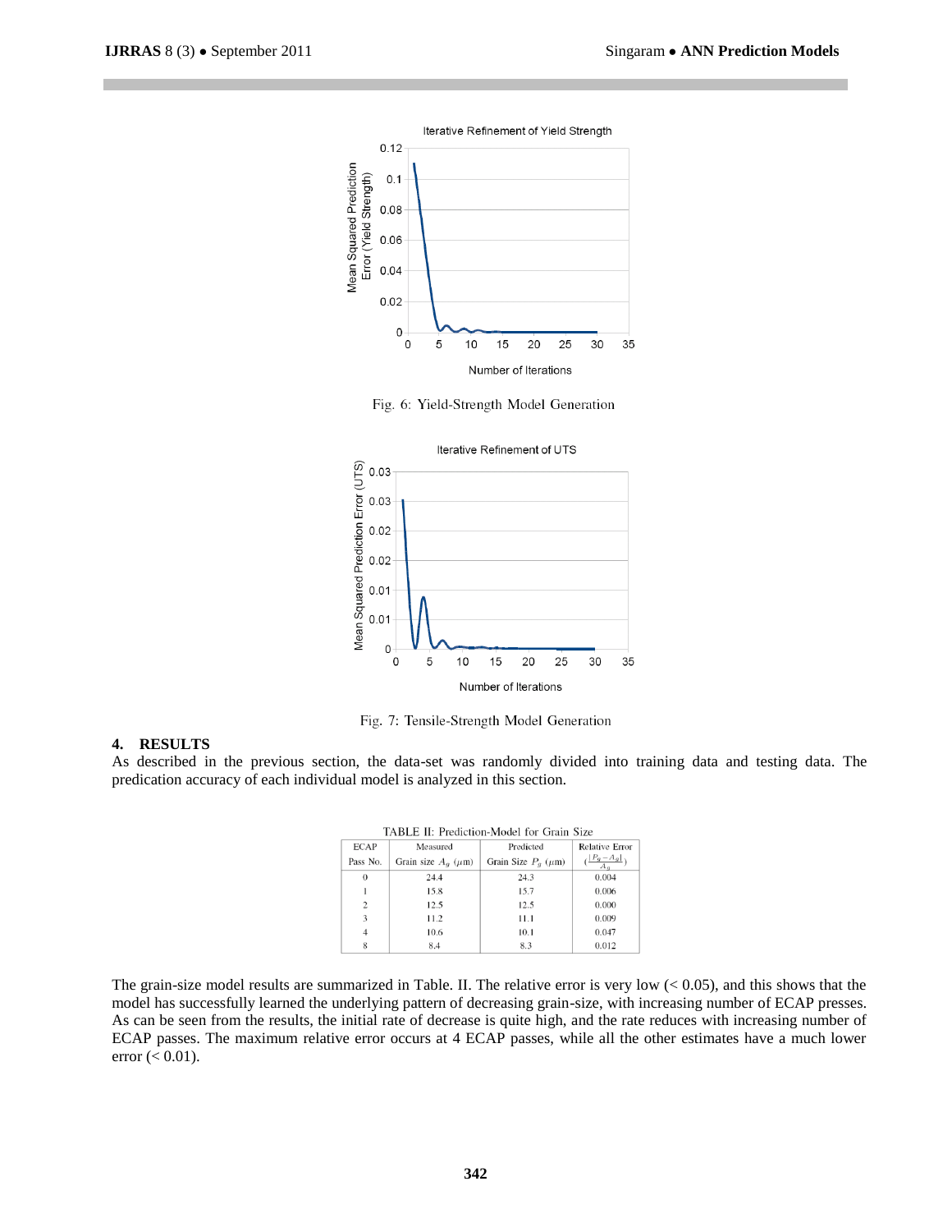Fig. 6: Yield-Strength Model Generation

Fig. 7: Tensile-Strength Model Generation

## 4. RESULTS

As described in the previous section, the data-set was randomly divided into training data and testing data. The predication accuracy of each individual model is analyzed in this section.

TABLE II: Prediction-Model for Grain Size

| ECAP Pass No. | Measured Grain size $A_g$ ($\mu$m) | Predicted Grain Size $P_g$ ($\mu$m) | Relative Error ($\frac{\lvert P_g - A_g \rvert}{A_g}$) |
|---|---|---|---|
| 0 | 24.4 | 24.3 | 0.004 |
| 1 | 15.8 | 15.7 | 0.006 |
| 2 | 12.5 | 12.5 | 0.000 |
| 3 | 11.2 | 11.1 | 0.009 |
| 4 | 10.6 | 10.1 | 0.047 |
| 8 | 8.4 | 8.3 | 0.012 |

The grain-size model results are summarized in Table. II. The relative error is very low (< 0.05), and this shows that the model has successfully learned the underlying pattern of decreasing grain-size, with increasing number of ECAP presses. As can be seen from the results, the initial rate of decrease is quite high, and the rate reduces with increasing number of ECAP passes. The maximum relative error occurs at 4 ECAP passes, while all the other estimates have a much lower error (< 0.01).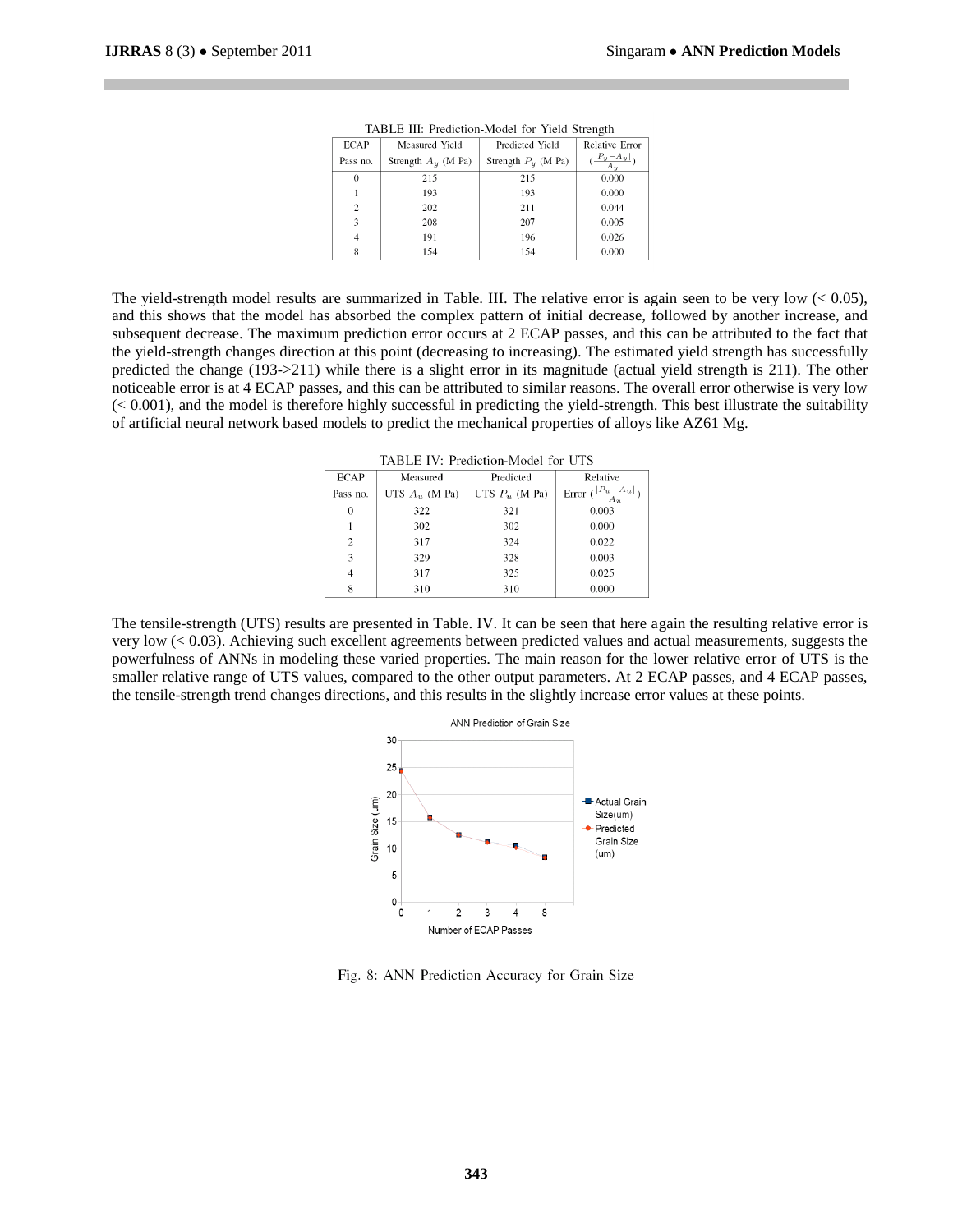TABLE III: Prediction-Model for Yield Strength

| ECAP Pass no. | Measured Yield Strength $A_y$ (M Pa) | Predicted Yield Strength $P_y$ (M Pa) | Relative Error ($\frac{\|P_y - A_y\|}{A_y}$) |
|---|---|---|---|
| 0 | 215 | 215 | 0.000 |
| 1 | 193 | 193 | 0.000 |
| 2 | 202 | 211 | 0.044 |
| 3 | 208 | 207 | 0.005 |
| 4 | 191 | 196 | 0.026 |
| 8 | 154 | 154 | 0.000 |

The yield-strength model results are summarized in Table. III. The relative error is again seen to be very low (< 0.05), and this shows that the model has absorbed the complex pattern of initial decrease, followed by another increase, and subsequent decrease. The maximum prediction error occurs at 2 ECAP passes, and this can be attributed to the fact that the yield-strength changes direction at this point (decreasing to increasing). The estimated yield strength has successfully predicted the change (193->211) while there is a slight error in its magnitude (actual yield strength is 211). The other noticeable error is at 4 ECAP passes, and this can be attributed to similar reasons. The overall error otherwise is very low (< 0.001), and the model is therefore highly successful in predicting the yield-strength. This best illustrate the suitability of artificial neural network based models to predict the mechanical properties of alloys like AZ61 Mg.

TABLE IV: Prediction-Model for UTS

| ECAP Pass no. | Measured UTS $A_u$ (M Pa) | Predicted UTS $P_u$ (M Pa) | Relative Error ($\frac{\|P_u - A_u\|}{A_u}$) |
|---|---|---|---|
| 0 | 322 | 321 | 0.003 |
| 1 | 302 | 302 | 0.000 |
| 2 | 317 | 324 | 0.022 |
| 3 | 329 | 328 | 0.003 |
| 4 | 317 | 325 | 0.025 |
| 8 | 310 | 310 | 0.000 |

The tensile-strength (UTS) results are presented in Table. IV. It can be seen that here again the resulting relative error is very low (< 0.03). Achieving such excellent agreements between predicted values and actual measurements, suggests the powerfulness of ANNs in modeling these varied properties. The main reason for the lower relative error of UTS is the smaller relative range of UTS values, compared to the other output parameters. At 2 ECAP passes, and 4 ECAP passes, the tensile-strength trend changes directions, and this results in the slightly increase error values at these points.

Fig. 8: ANN Prediction Accuracy for Grain Size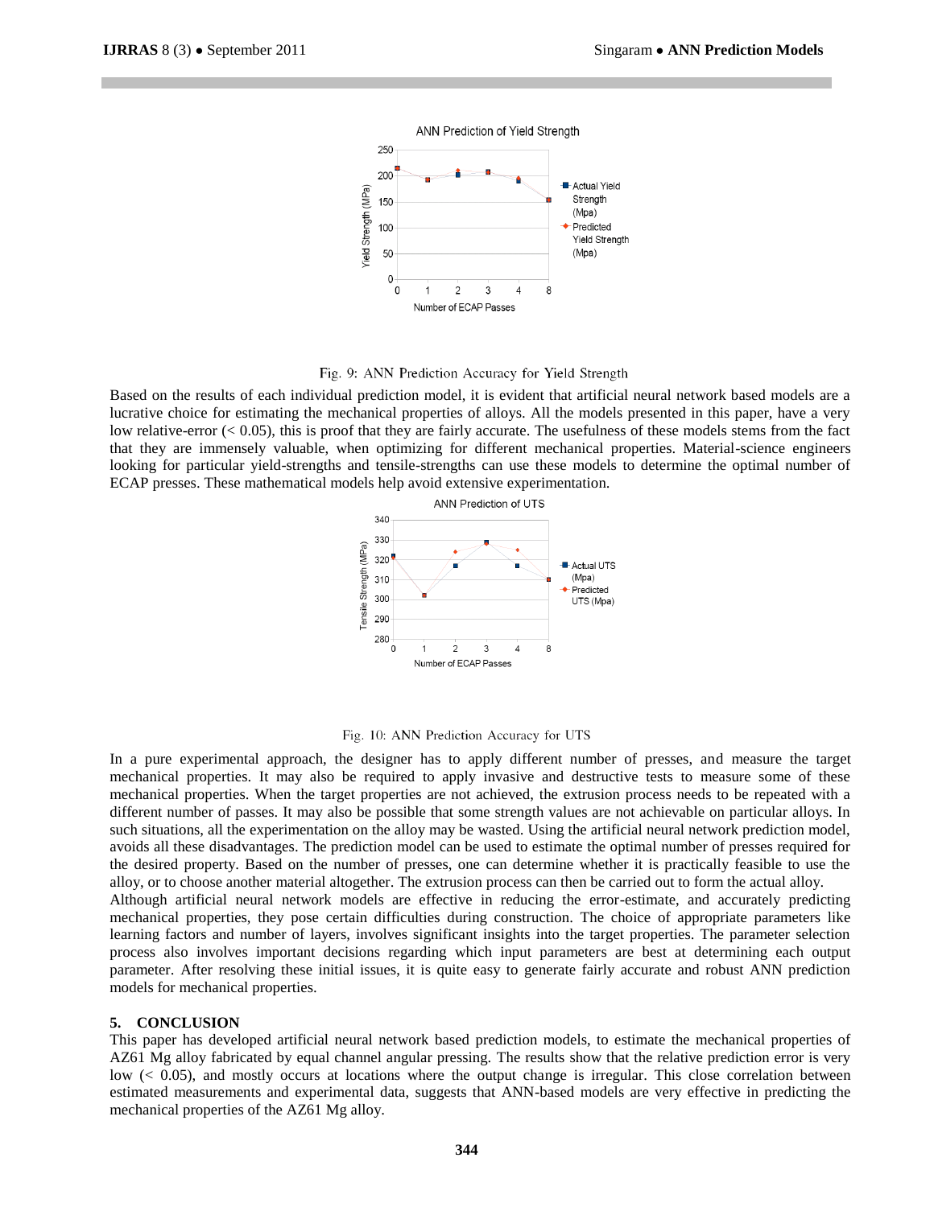Fig. 9: ANN Prediction Accuracy for Yield Strength

Based on the results of each individual prediction model, it is evident that artificial neural network based models are a lucrative choice for estimating the mechanical properties of alloys. All the models presented in this paper, have a very low relative-error (< 0.05), this is proof that they are fairly accurate. The usefulness of these models stems from the fact that they are immensely valuable, when optimizing for different mechanical properties. Material-science engineers looking for particular yield-strengths and tensile-strengths can use these models to determine the optimal number of ECAP presses. These mathematical models help avoid extensive experimentation.

Fig. 10: ANN Prediction Accuracy for UTS

In a pure experimental approach, the designer has to apply different number of presses, and measure the target mechanical properties. It may also be required to apply invasive and destructive tests to measure some of these mechanical properties. When the target properties are not achieved, the extrusion process needs to be repeated with a different number of passes. It may also be possible that some strength values are not achievable on particular alloys. In such situations, all the experimentation on the alloy may be wasted. Using the artificial neural network prediction model, avoids all these disadvantages. The prediction model can be used to estimate the optimal number of presses required for the desired property. Based on the number of presses, one can determine whether it is practically feasible to use the alloy, or to choose another material altogether. The extrusion process can then be carried out to form the actual alloy.

Although artificial neural network models are effective in reducing the error-estimate, and accurately predicting mechanical properties, they pose certain difficulties during construction. The choice of appropriate parameters like learning factors and number of layers, involves significant insights into the target properties. The parameter selection process also involves important decisions regarding which input parameters are best at determining each output parameter. After resolving these initial issues, it is quite easy to generate fairly accurate and robust ANN prediction models for mechanical properties.

## 5. CONCLUSION

This paper has developed artificial neural network based prediction models, to estimate the mechanical properties of AZ61 Mg alloy fabricated by equal channel angular pressing. The results show that the relative prediction error is very low (< 0.05), and mostly occurs at locations where the output change is irregular. This close correlation between estimated measurements and experimental data, suggests that ANN-based models are very effective in predicting the mechanical properties of the AZ61 Mg alloy.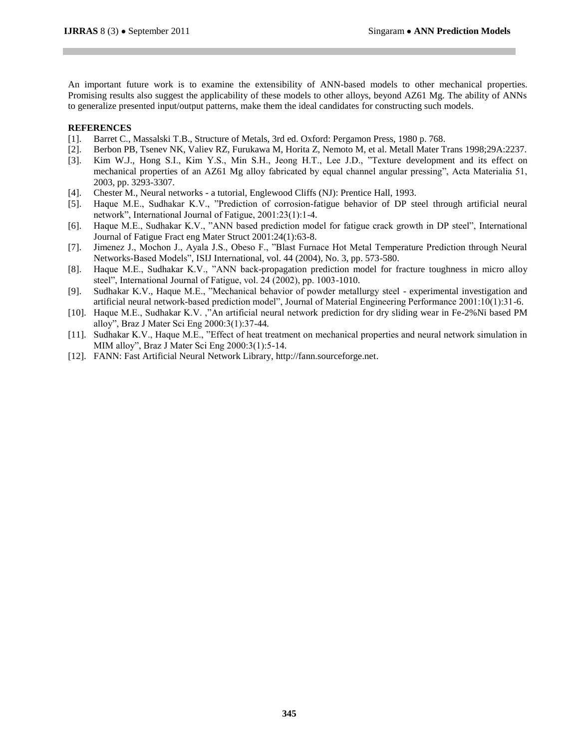An important future work is to examine the extensibility of ANN-based models to other mechanical properties. Promising results also suggest the applicability of these models to other alloys, beyond AZ61 Mg. The ability of ANNs to generalize presented input/output patterns, make them the ideal candidates for constructing such models.

## REFERENCES

[1]. Barret C., Massalski T.B., Structure of Metals, 3rd ed. Oxford: Pergamon Press, 1980 p. 768.

[2]. Berbon PB, Tsenev NK, Valiev RZ, Furukawa M, Horita Z, Nemoto M, et al. Metall Mater Trans 1998;29A:2237.

[3]. Kim W.J., Hong S.I., Kim Y.S., Min S.H., Jeong H.T., Lee J.D., "Texture development and its effect on mechanical properties of an AZ61 Mg alloy fabricated by equal channel angular pressing", Acta Materialia 51, 2003, pp. 3293-3307.

[4]. Chester M., Neural networks - a tutorial, Englewood Cliffs (NJ): Prentice Hall, 1993.

[5]. Haque M.E., Sudhakar K.V., "Prediction of corrosion-fatigue behavior of DP steel through artificial neural network", International Journal of Fatigue, 2001:23(1):1-4.

[6]. Haque M.E., Sudhakar K.V., "ANN based prediction model for fatigue crack growth in DP steel", International Journal of Fatigue Fract eng Mater Struct 2001:24(1):63-8.

[7]. Jimenez J., Mochon J., Ayala J.S., Obeso F., "Blast Furnace Hot Metal Temperature Prediction through Neural Networks-Based Models", ISIJ International, vol. 44 (2004), No. 3, pp. 573-580.

[8]. Haque M.E., Sudhakar K.V., "ANN back-propagation prediction model for fracture toughness in micro alloy steel", International Journal of Fatigue, vol. 24 (2002), pp. 1003-1010.

[9]. Sudhakar K.V., Haque M.E., "Mechanical behavior of powder metallurgy steel - experimental investigation and artificial neural network-based prediction model", Journal of Material Engineering Performance 2001:10(1):31-6.

[10]. Haque M.E., Sudhakar K.V. ,"An artificial neural network prediction for dry sliding wear in Fe-2%Ni based PM alloy", Braz J Mater Sci Eng 2000:3(1):37-44.

[11]. Sudhakar K.V., Haque M.E., "Effect of heat treatment on mechanical properties and neural network simulation in MIM alloy", Braz J Mater Sci Eng 2000:3(1):5-14.

[12]. FANN: Fast Artificial Neural Network Library, http://fann.sourceforge.net.